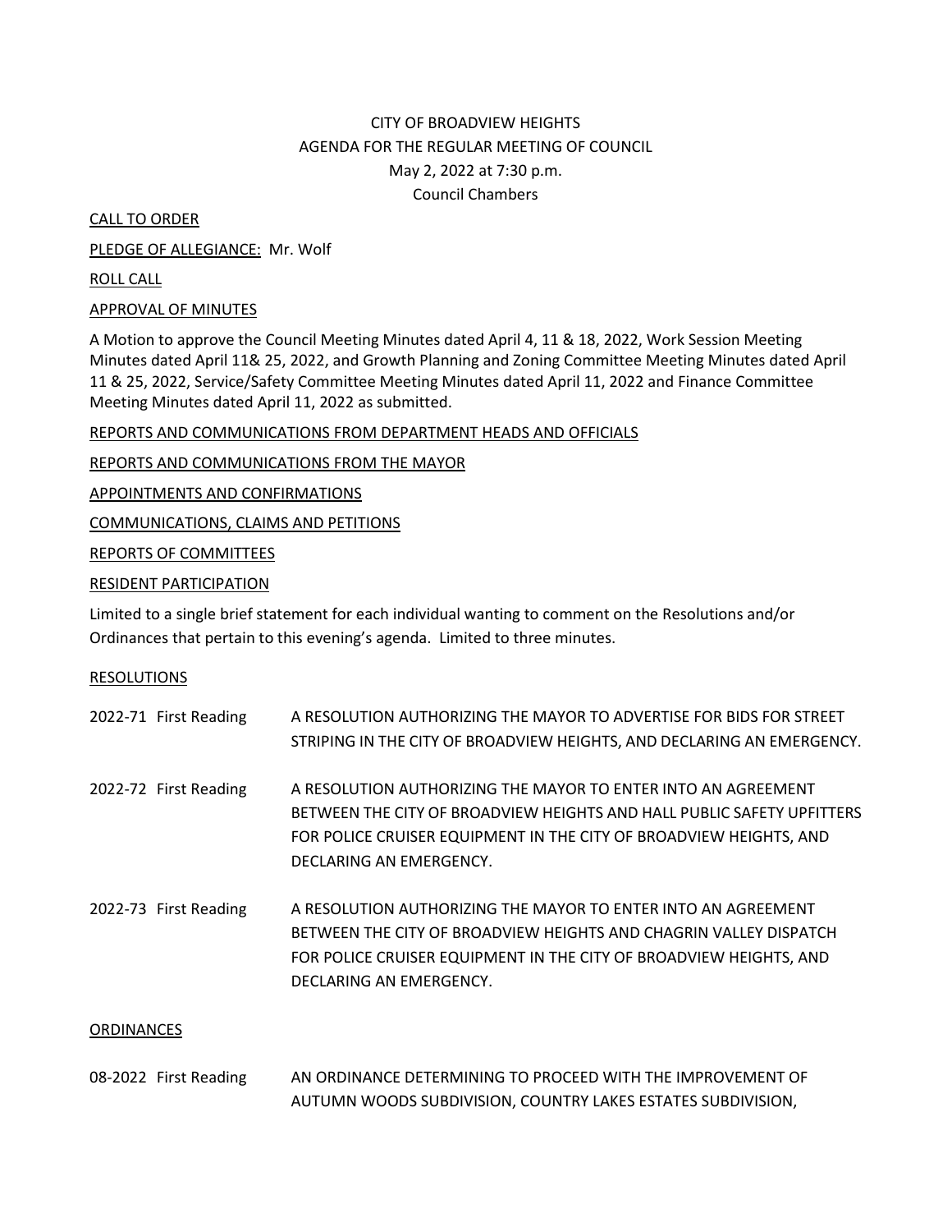CITY OF BROADVIEW HEIGHTS
AGENDA FOR THE REGULAR MEETING OF COUNCIL
May 2, 2022 at 7:30 p.m.
Council Chambers

CALL TO ORDER

PLEDGE OF ALLEGIANCE: Mr. Wolf

ROLL CALL

APPROVAL OF MINUTES

A Motion to approve the Council Meeting Minutes dated April 4, 11 & 18, 2022, Work Session Meeting Minutes dated April 11& 25, 2022, and Growth Planning and Zoning Committee Meeting Minutes dated April 11 & 25, 2022, Service/Safety Committee Meeting Minutes dated April 11, 2022 and Finance Committee Meeting Minutes dated April 11, 2022 as submitted.

REPORTS AND COMMUNICATIONS FROM DEPARTMENT HEADS AND OFFICIALS

REPORTS AND COMMUNICATIONS FROM THE MAYOR

APPOINTMENTS AND CONFIRMATIONS

COMMUNICATIONS, CLAIMS AND PETITIONS

REPORTS OF COMMITTEES

RESIDENT PARTICIPATION

Limited to a single brief statement for each individual wanting to comment on the Resolutions and/or Ordinances that pertain to this evening's agenda. Limited to three minutes.

RESOLUTIONS

2022-71 First Reading — A RESOLUTION AUTHORIZING THE MAYOR TO ADVERTISE FOR BIDS FOR STREET STRIPING IN THE CITY OF BROADVIEW HEIGHTS, AND DECLARING AN EMERGENCY.

2022-72 First Reading — A RESOLUTION AUTHORIZING THE MAYOR TO ENTER INTO AN AGREEMENT BETWEEN THE CITY OF BROADVIEW HEIGHTS AND HALL PUBLIC SAFETY UPFITTERS FOR POLICE CRUISER EQUIPMENT IN THE CITY OF BROADVIEW HEIGHTS, AND DECLARING AN EMERGENCY.

2022-73 First Reading — A RESOLUTION AUTHORIZING THE MAYOR TO ENTER INTO AN AGREEMENT BETWEEN THE CITY OF BROADVIEW HEIGHTS AND CHAGRIN VALLEY DISPATCH FOR POLICE CRUISER EQUIPMENT IN THE CITY OF BROADVIEW HEIGHTS, AND DECLARING AN EMERGENCY.

ORDINANCES

08-2022 First Reading — AN ORDINANCE DETERMINING TO PROCEED WITH THE IMPROVEMENT OF AUTUMN WOODS SUBDIVISION, COUNTRY LAKES ESTATES SUBDIVISION,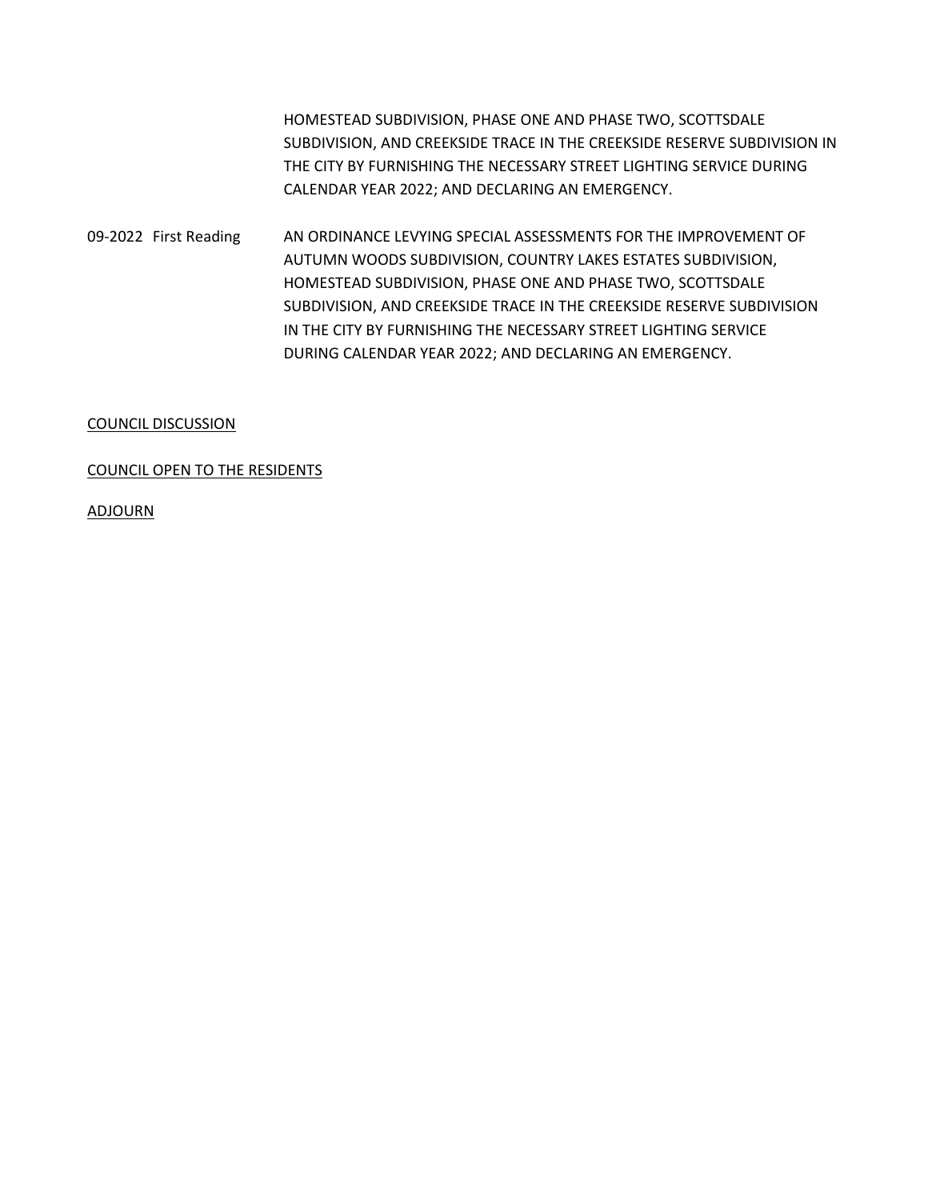HOMESTEAD SUBDIVISION, PHASE ONE AND PHASE TWO, SCOTTSDALE SUBDIVISION, AND CREEKSIDE TRACE IN THE CREEKSIDE RESERVE SUBDIVISION IN THE CITY BY FURNISHING THE NECESSARY STREET LIGHTING SERVICE DURING CALENDAR YEAR 2022; AND DECLARING AN EMERGENCY.

09-2022 First Reading — AN ORDINANCE LEVYING SPECIAL ASSESSMENTS FOR THE IMPROVEMENT OF AUTUMN WOODS SUBDIVISION, COUNTRY LAKES ESTATES SUBDIVISION, HOMESTEAD SUBDIVISION, PHASE ONE AND PHASE TWO, SCOTTSDALE SUBDIVISION, AND CREEKSIDE TRACE IN THE CREEKSIDE RESERVE SUBDIVISION IN THE CITY BY FURNISHING THE NECESSARY STREET LIGHTING SERVICE DURING CALENDAR YEAR 2022; AND DECLARING AN EMERGENCY.

<u>COUNCIL DISCUSSION</u>

<u>COUNCIL OPEN TO THE RESIDENTS</u>

<u>ADJOURN</u>